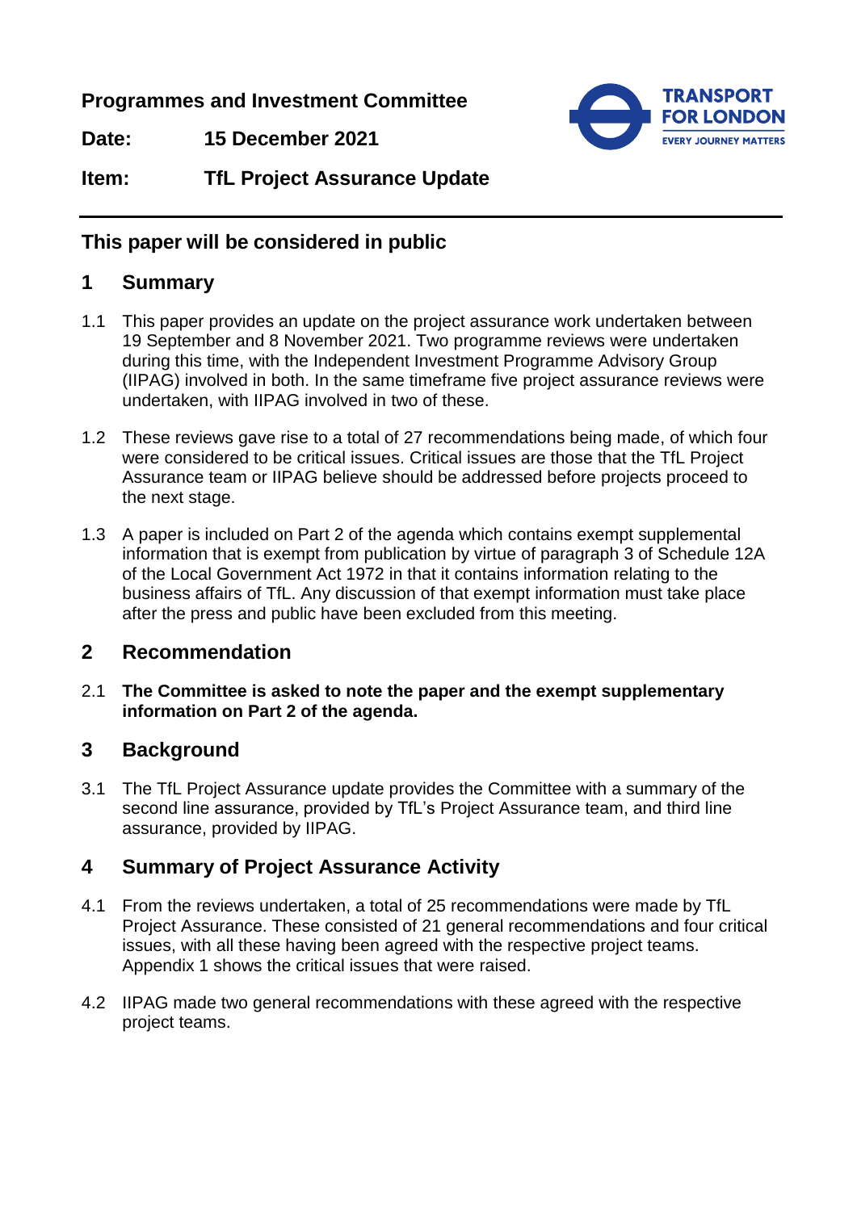**Programmes and Investment Committee**

**Date:** **15 December 2021**

**Item:** **TfL Project Assurance Update**

---

## This paper will be considered in public

## 1 Summary

1.1 This paper provides an update on the project assurance work undertaken between 19 September and 8 November 2021. Two programme reviews were undertaken during this time, with the Independent Investment Programme Advisory Group (IIPAG) involved in both. In the same timeframe five project assurance reviews were undertaken, with IIPAG involved in two of these.

1.2 These reviews gave rise to a total of 27 recommendations being made, of which four were considered to be critical issues. Critical issues are those that the TfL Project Assurance team or IIPAG believe should be addressed before projects proceed to the next stage.

1.3 A paper is included on Part 2 of the agenda which contains exempt supplemental information that is exempt from publication by virtue of paragraph 3 of Schedule 12A of the Local Government Act 1972 in that it contains information relating to the business affairs of TfL. Any discussion of that exempt information must take place after the press and public have been excluded from this meeting.

## 2 Recommendation

2.1 **The Committee is asked to note the paper and the exempt supplementary information on Part 2 of the agenda.**

## 3 Background

3.1 The TfL Project Assurance update provides the Committee with a summary of the second line assurance, provided by TfL's Project Assurance team, and third line assurance, provided by IIPAG.

## 4 Summary of Project Assurance Activity

4.1 From the reviews undertaken, a total of 25 recommendations were made by TfL Project Assurance. These consisted of 21 general recommendations and four critical issues, with all these having been agreed with the respective project teams. Appendix 1 shows the critical issues that were raised.

4.2 IIPAG made two general recommendations with these agreed with the respective project teams.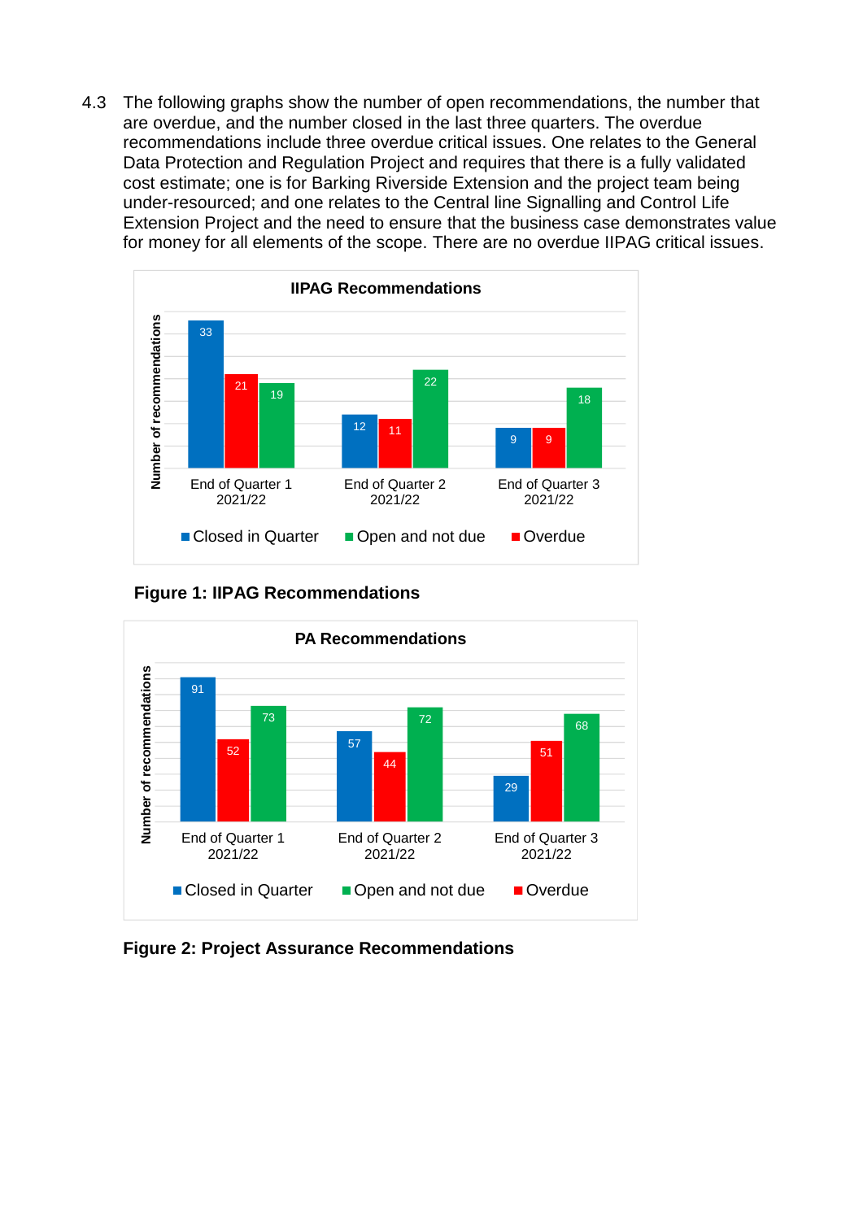4.3 The following graphs show the number of open recommendations, the number that are overdue, and the number closed in the last three quarters. The overdue recommendations include three overdue critical issues. One relates to the General Data Protection and Regulation Project and requires that there is a fully validated cost estimate; one is for Barking Riverside Extension and the project team being under-resourced; and one relates to the Central line Signalling and Control Life Extension Project and the need to ensure that the business case demonstrates value for money for all elements of the scope. There are no overdue IIPAG critical issues.

**IIPAG Recommendations**

| Number of recommendations | Closed in Quarter | Overdue | Open and not due |
|---|---|---|---|
| End of Quarter 1 2021/22 | 33 | 21 | 19 |
| End of Quarter 2 2021/22 | 12 | 11 | 22 |
| End of Quarter 3 2021/22 | 9 | 9 | 18 |

**Figure 1: IIPAG Recommendations**

**PA Recommendations**

| Number of recommendations | Closed in Quarter | Overdue | Open and not due |
|---|---|---|---|
| End of Quarter 1 2021/22 | 91 | 52 | 73 |
| End of Quarter 2 2021/22 | 57 | 44 | 72 |
| End of Quarter 3 2021/22 | 29 | 51 | 68 |

**Figure 2: Project Assurance Recommendations**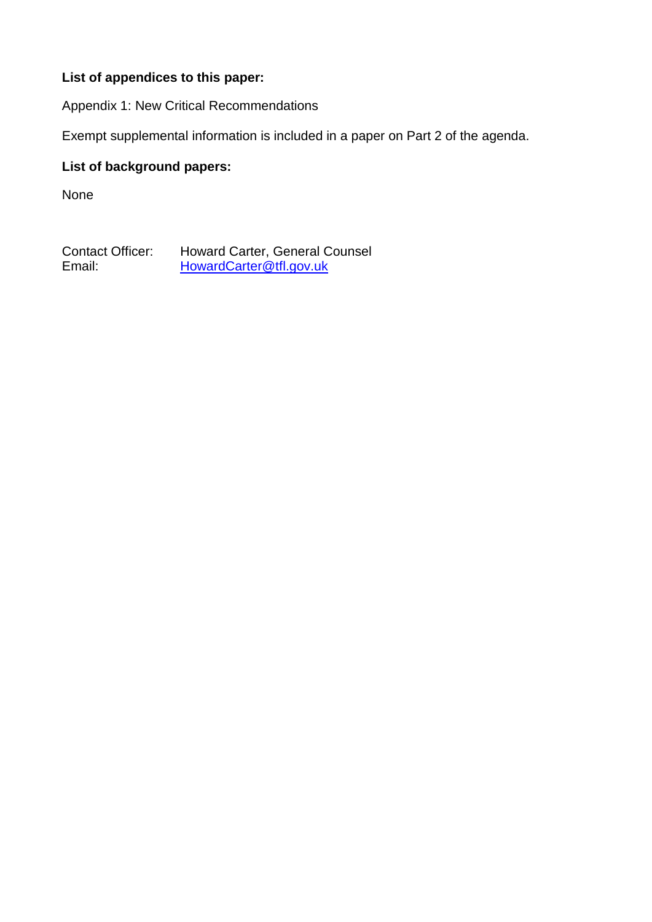**List of appendices to this paper:**

Appendix 1: New Critical Recommendations

Exempt supplemental information is included in a paper on Part 2 of the agenda.

**List of background papers:**

None

Contact Officer: Howard Carter, General Counsel
Email: HowardCarter@tfl.gov.uk